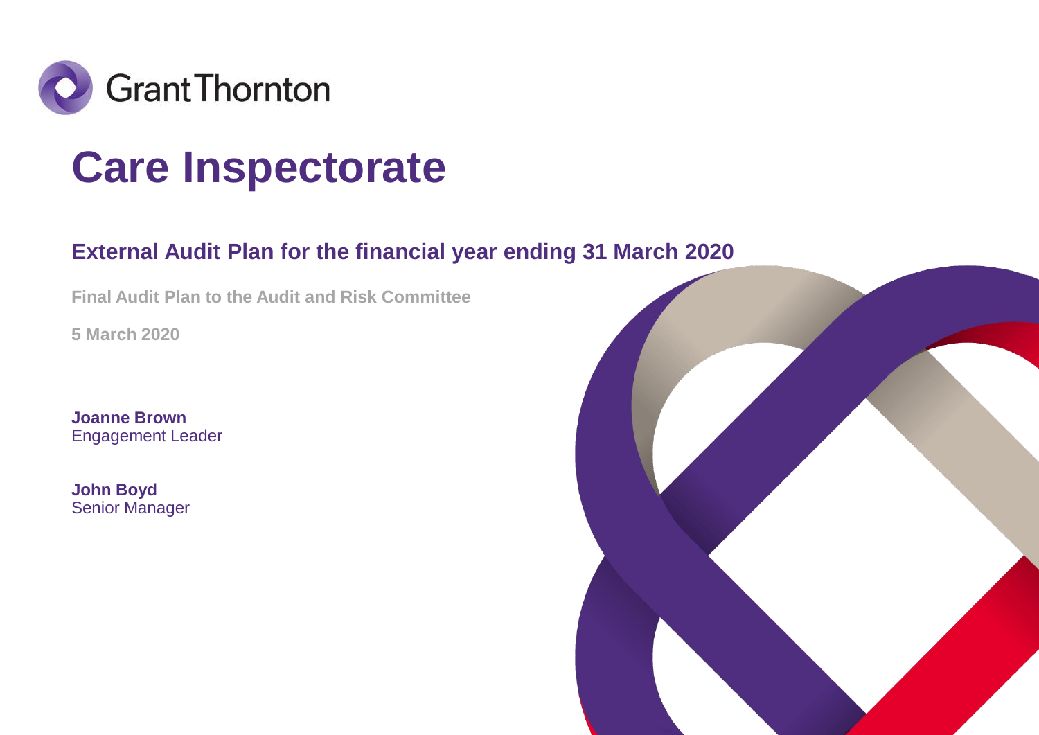Grant Thornton

# Care Inspectorate

## External Audit Plan for the financial year ending 31 March 2020

**Final Audit Plan to the Audit and Risk Committee**

**5 March 2020**

**Joanne Brown**
Engagement Leader

**John Boyd**
Senior Manager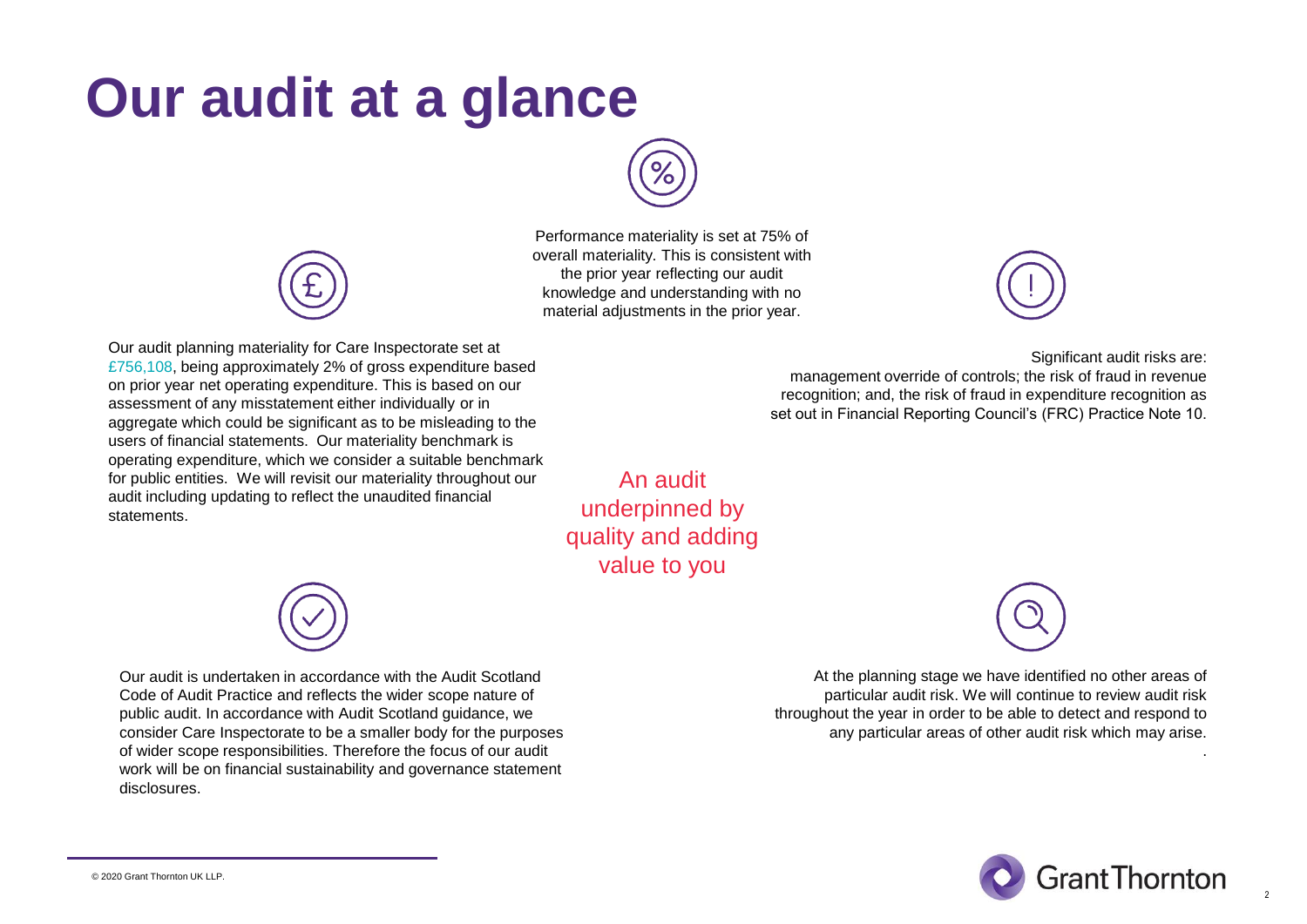# Our audit at a glance

Performance materiality is set at 75% of overall materiality. This is consistent with the prior year reflecting our audit knowledge and understanding with no material adjustments in the prior year.

Our audit planning materiality for Care Inspectorate set at £756,108, being approximately 2% of gross expenditure based on prior year net operating expenditure. This is based on our assessment of any misstatement either individually or in aggregate which could be significant as to be misleading to the users of financial statements. Our materiality benchmark is operating expenditure, which we consider a suitable benchmark for public entities. We will revisit our materiality throughout our audit including updating to reflect the unaudited financial statements.

Significant audit risks are: management override of controls; the risk of fraud in revenue recognition; and, the risk of fraud in expenditure recognition as set out in Financial Reporting Council's (FRC) Practice Note 10.

An audit underpinned by quality and adding value to you

Our audit is undertaken in accordance with the Audit Scotland Code of Audit Practice and reflects the wider scope nature of public audit. In accordance with Audit Scotland guidance, we consider Care Inspectorate to be a smaller body for the purposes of wider scope responsibilities. Therefore the focus of our audit work will be on financial sustainability and governance statement disclosures.

At the planning stage we have identified no other areas of particular audit risk. We will continue to review audit risk throughout the year in order to be able to detect and respond to any particular areas of other audit risk which may arise.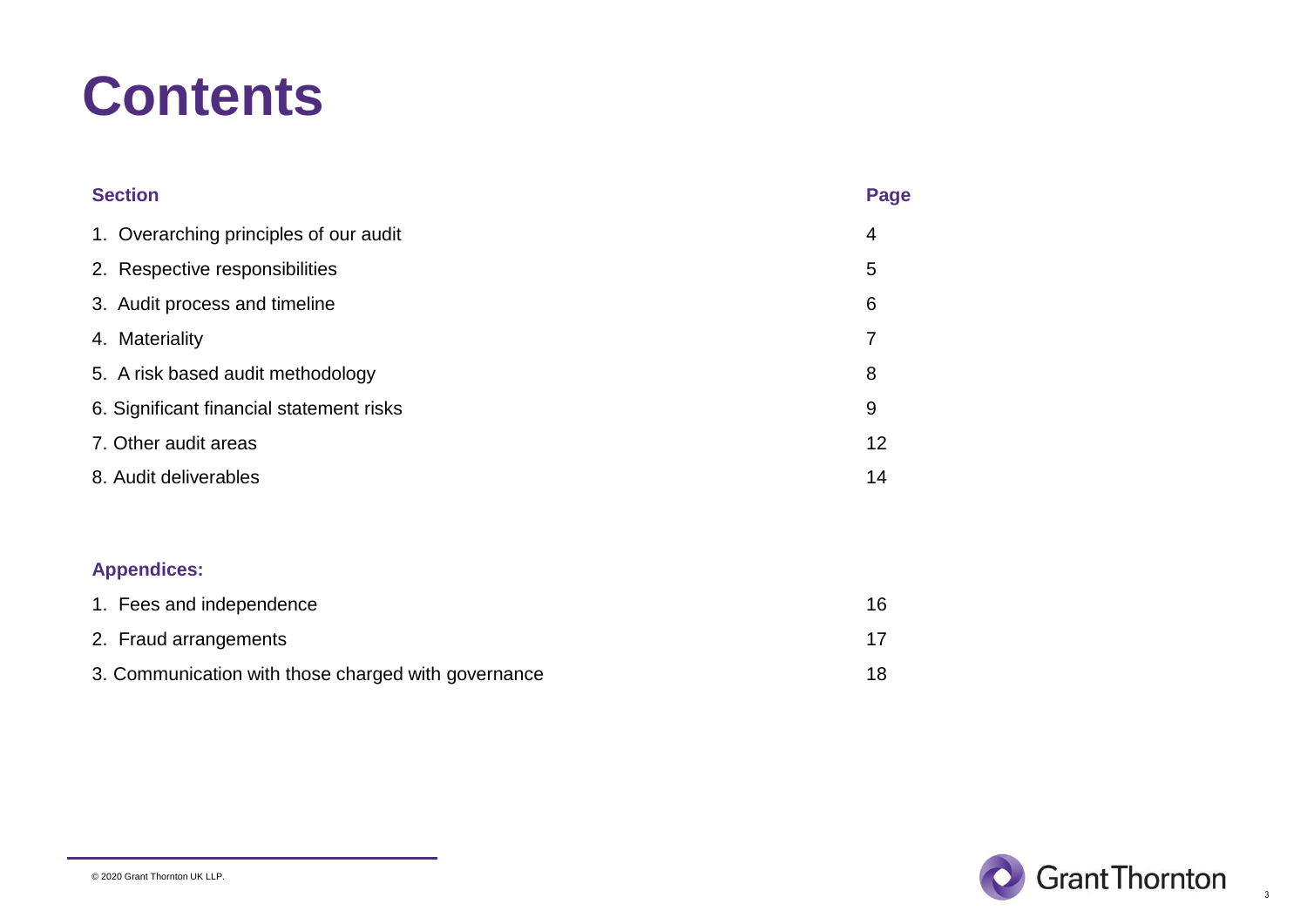# Contents

| Section | Page |
|---|---|
| 1. Overarching principles of our audit | 4 |
| 2. Respective responsibilities | 5 |
| 3. Audit process and timeline | 6 |
| 4. Materiality | 7 |
| 5. A risk based audit methodology | 8 |
| 6. Significant financial statement risks | 9 |
| 7. Other audit areas | 12 |
| 8. Audit deliverables | 14 |

| Appendices: | |
|---|---|
| 1. Fees and independence | 16 |
| 2. Fraud arrangements | 17 |
| 3. Communication with those charged with governance | 18 |

© 2020 Grant Thornton UK LLP.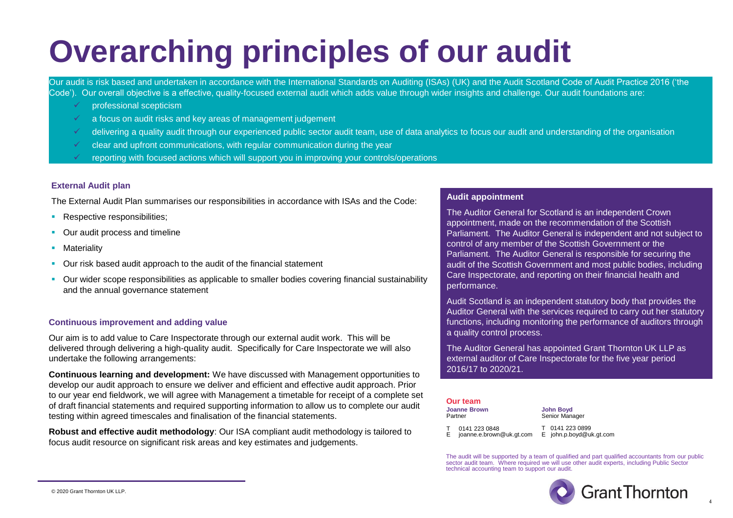# Overarching principles of our audit

Our audit is risk based and undertaken in accordance with the International Standards on Auditing (ISAs) (UK) and the Audit Scotland Code of Audit Practice 2016 ('the Code'). Our overall objective is a effective, quality-focused external audit which adds value through wider insights and challenge. Our audit foundations are:

- ✓ professional scepticism
- ✓ a focus on audit risks and key areas of management judgement
- ✓ delivering a quality audit through our experienced public sector audit team, use of data analytics to focus our audit and understanding of the organisation
- ✓ clear and upfront communications, with regular communication during the year
- ✓ reporting with focused actions which will support you in improving your controls/operations

### External Audit plan

The External Audit Plan summarises our responsibilities in accordance with ISAs and the Code:

- Respective responsibilities;
- Our audit process and timeline
- Materiality
- Our risk based audit approach to the audit of the financial statement
- Our wider scope responsibilities as applicable to smaller bodies covering financial sustainability and the annual governance statement

### Continuous improvement and adding value

Our aim is to add value to Care Inspectorate through our external audit work. This will be delivered through delivering a high-quality audit. Specifically for Care Inspectorate we will also undertake the following arrangements:

**Continuous learning and development:** We have discussed with Management opportunities to develop our audit approach to ensure we deliver and efficient and effective audit approach. Prior to our year end fieldwork, we will agree with Management a timetable for receipt of a complete set of draft financial statements and required supporting information to allow us to complete our audit testing within agreed timescales and finalisation of the financial statements.

**Robust and effective audit methodology**: Our ISA compliant audit methodology is tailored to focus audit resource on significant risk areas and key estimates and judgements.

### Audit appointment

The Auditor General for Scotland is an independent Crown appointment, made on the recommendation of the Scottish Parliament. The Auditor General is independent and not subject to control of any member of the Scottish Government or the Parliament. The Auditor General is responsible for securing the audit of the Scottish Government and most public bodies, including Care Inspectorate, and reporting on their financial health and performance.

Audit Scotland is an independent statutory body that provides the Auditor General with the services required to carry out her statutory functions, including monitoring the performance of auditors through a quality control process.

The Auditor General has appointed Grant Thornton UK LLP as external auditor of Care Inspectorate for the five year period 2016/17 to 2020/21.

### Our team

**Joanne Brown**
Partner

T 0141 223 0848
E joanne.e.brown@uk.gt.com

**John Boyd**
Senior Manager

T 0141 223 0899
E john.p.boyd@uk.gt.com

The audit will be supported by a team of qualified and part qualified accountants from our public sector audit team. Where required we will use other audit experts, including Public Sector technical accounting team to support our audit.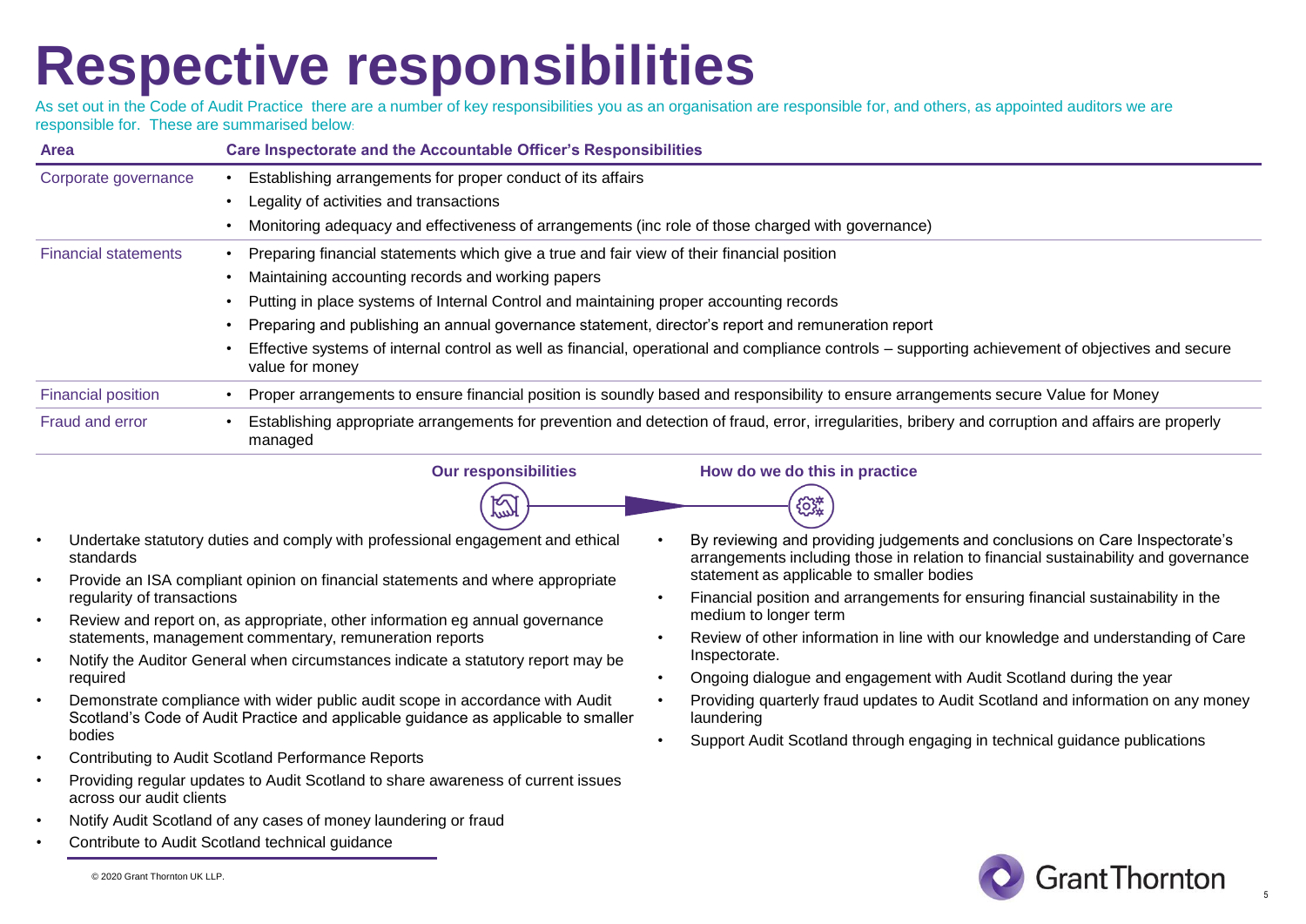# Respective responsibilities

As set out in the Code of Audit Practice there are a number of key responsibilities you as an organisation are responsible for, and others, as appointed auditors we are responsible for. These are summarised below:

| Area | Care Inspectorate and the Accountable Officer's Responsibilities |
|---|---|
| Corporate governance | • Establishing arrangements for proper conduct of its affairs<br>• Legality of activities and transactions<br>• Monitoring adequacy and effectiveness of arrangements (inc role of those charged with governance) |
| Financial statements | • Preparing financial statements which give a true and fair view of their financial position<br>• Maintaining accounting records and working papers<br>• Putting in place systems of Internal Control and maintaining proper accounting records<br>• Preparing and publishing an annual governance statement, director's report and remuneration report<br>• Effective systems of internal control as well as financial, operational and compliance controls – supporting achievement of objectives and secure value for money |
| Financial position | • Proper arrangements to ensure financial position is soundly based and responsibility to ensure arrangements secure Value for Money |
| Fraud and error | • Establishing appropriate arrangements for prevention and detection of fraud, error, irregularities, bribery and corruption and affairs are properly managed |

### Our responsibilities

- Undertake statutory duties and comply with professional engagement and ethical standards
- Provide an ISA compliant opinion on financial statements and where appropriate regularity of transactions
- Review and report on, as appropriate, other information eg annual governance statements, management commentary, remuneration reports
- Notify the Auditor General when circumstances indicate a statutory report may be required
- Demonstrate compliance with wider public audit scope in accordance with Audit Scotland's Code of Audit Practice and applicable guidance as applicable to smaller bodies
- Contributing to Audit Scotland Performance Reports
- Providing regular updates to Audit Scotland to share awareness of current issues across our audit clients
- Notify Audit Scotland of any cases of money laundering or fraud
- Contribute to Audit Scotland technical guidance

### How do we do this in practice

- By reviewing and providing judgements and conclusions on Care Inspectorate's arrangements including those in relation to financial sustainability and governance statement as applicable to smaller bodies
- Financial position and arrangements for ensuring financial sustainability in the medium to longer term
- Review of other information in line with our knowledge and understanding of Care Inspectorate.
- Ongoing dialogue and engagement with Audit Scotland during the year
- Providing quarterly fraud updates to Audit Scotland and information on any money laundering
- Support Audit Scotland through engaging in technical guidance publications

© 2020 Grant Thornton UK LLP.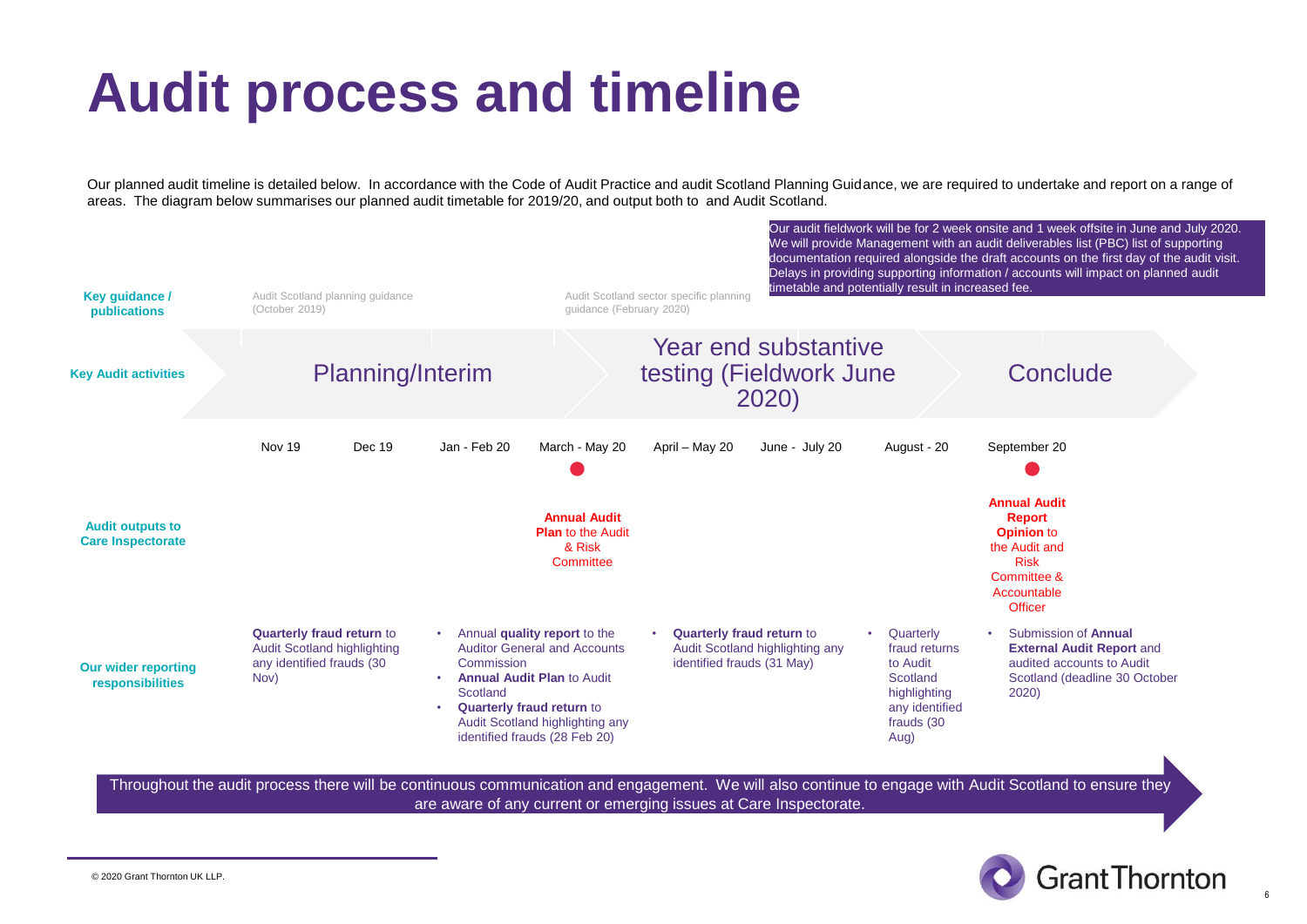# Audit process and timeline

Our planned audit timeline is detailed below. In accordance with the Code of Audit Practice and audit Scotland Planning Guidance, we are required to undertake and report on a range of areas. The diagram below summarises our planned audit timetable for 2019/20, and output both to and Audit Scotland.

Our audit fieldwork will be for 2 week onsite and 1 week offsite in June and July 2020. We will provide Management with an audit deliverables list (PBC) list of supporting documentation required alongside the draft accounts on the first day of the audit visit. Delays in providing supporting information / accounts will impact on planned audit timetable and potentially result in increased fee.

| | Nov 19 | Dec 19 | Jan - Feb 20 | March - May 20 | April – May 20 | June - July 20 | August - 20 | September 20 |
|---|---|---|---|---|---|---|---|---|
| **Key guidance / publications** | Audit Scotland planning guidance (October 2019) | | | Audit Scotland sector specific planning guidance (February 2020) | | | | |
| **Key Audit activities** | Planning/Interim | | | | Year end substantive testing (Fieldwork June 2020) | | | Conclude |
| **Audit outputs to Care Inspectorate** | | | | **Annual Audit Plan** to the Audit & Risk Committee | | | | **Annual Audit Report Opinion** to the Audit and Risk Committee & Accountable Officer |
| **Our wider reporting responsibilities** | **Quarterly fraud return** to Audit Scotland highlighting any identified frauds (30 Nov) | | • Annual **quality report** to the Auditor General and Accounts Commission<br>• **Annual Audit Plan** to Audit Scotland<br>• **Quarterly fraud return** to Audit Scotland highlighting any identified frauds (28 Feb 20) | | • **Quarterly fraud return** to Audit Scotland highlighting any identified frauds (31 May) | | • Quarterly fraud returns to Audit Scotland highlighting any identified frauds (30 Aug) | • Submission of **Annual External Audit Report** and audited accounts to Audit Scotland (deadline 30 October 2020) |

Throughout the audit process there will be continuous communication and engagement. We will also continue to engage with Audit Scotland to ensure they are aware of any current or emerging issues at Care Inspectorate.

© 2020 Grant Thornton UK LLP.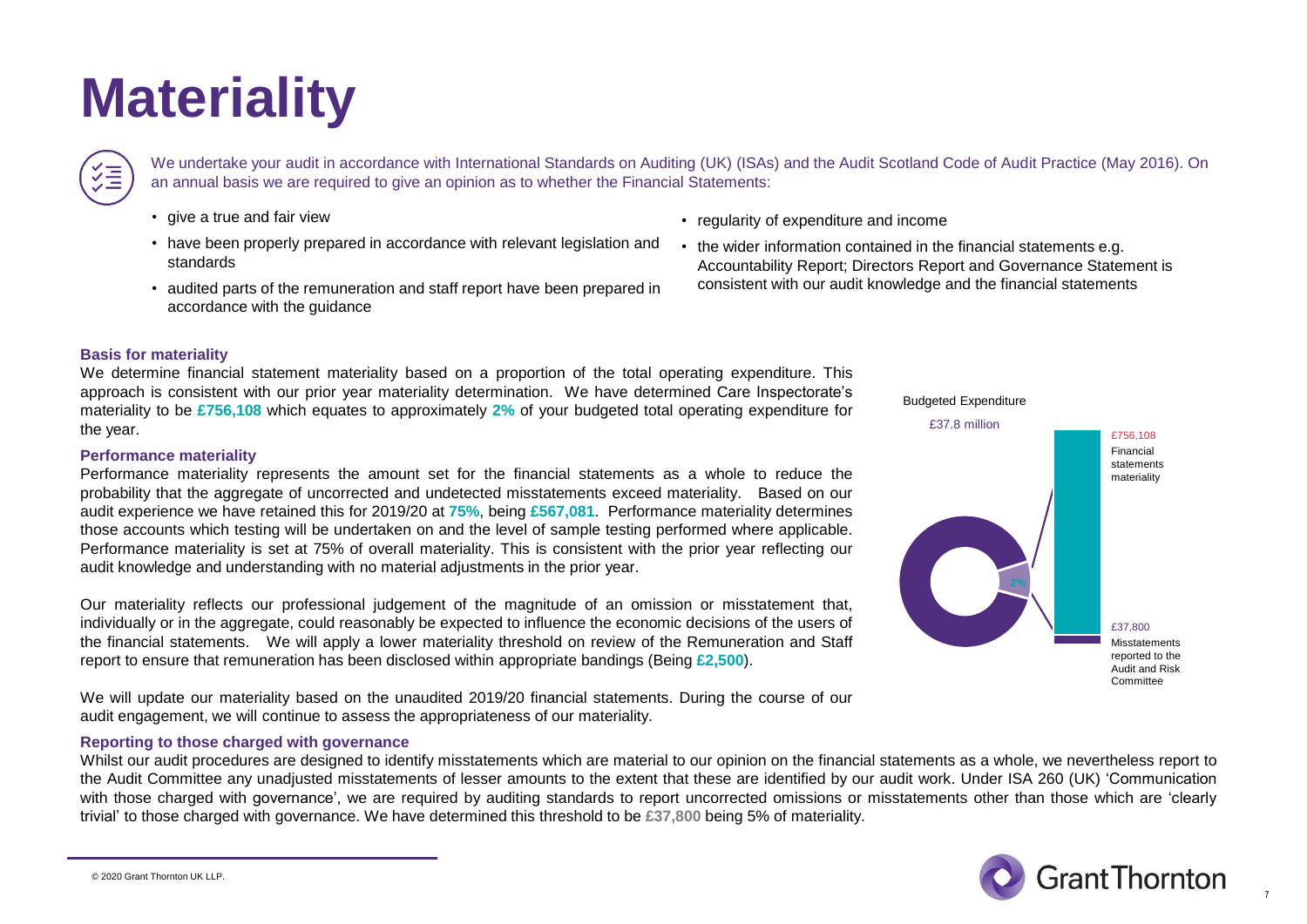# Materiality

We undertake your audit in accordance with International Standards on Auditing (UK) (ISAs) and the Audit Scotland Code of Audit Practice (May 2016). On an annual basis we are required to give an opinion as to whether the Financial Statements:

- give a true and fair view
- have been properly prepared in accordance with relevant legislation and standards
- audited parts of the remuneration and staff report have been prepared in accordance with the guidance
- regularity of expenditure and income
- the wider information contained in the financial statements e.g. Accountability Report; Directors Report and Governance Statement is consistent with our audit knowledge and the financial statements

### Basis for materiality

We determine financial statement materiality based on a proportion of the total operating expenditure. This approach is consistent with our prior year materiality determination. We have determined Care Inspectorate's materiality to be **£756,108** which equates to approximately **2%** of your budgeted total operating expenditure for the year.

### Performance materiality

Performance materiality represents the amount set for the financial statements as a whole to reduce the probability that the aggregate of uncorrected and undetected misstatements exceed materiality. Based on our audit experience we have retained this for 2019/20 at **75%**, being **£567,081**. Performance materiality determines those accounts which testing will be undertaken on and the level of sample testing performed where applicable. Performance materiality is set at 75% of overall materiality. This is consistent with the prior year reflecting our audit knowledge and understanding with no material adjustments in the prior year.

Our materiality reflects our professional judgement of the magnitude of an omission or misstatement that, individually or in the aggregate, could reasonably be expected to influence the economic decisions of the users of the financial statements. We will apply a lower materiality threshold on review of the Remuneration and Staff report to ensure that remuneration has been disclosed within appropriate bandings (Being **£2,500**).

We will update our materiality based on the unaudited 2019/20 financial statements. During the course of our audit engagement, we will continue to assess the appropriateness of our materiality.

Budgeted Expenditure

£37.8 million

2%

£756,108 Financial statements materiality

£37,800 Misstatements reported to the Audit and Risk Committee

### Reporting to those charged with governance

Whilst our audit procedures are designed to identify misstatements which are material to our opinion on the financial statements as a whole, we nevertheless report to the Audit Committee any unadjusted misstatements of lesser amounts to the extent that these are identified by our audit work. Under ISA 260 (UK) 'Communication with those charged with governance', we are required by auditing standards to report uncorrected omissions or misstatements other than those which are 'clearly trivial' to those charged with governance. We have determined this threshold to be **£37,800** being 5% of materiality.

© 2020 Grant Thornton UK LLP.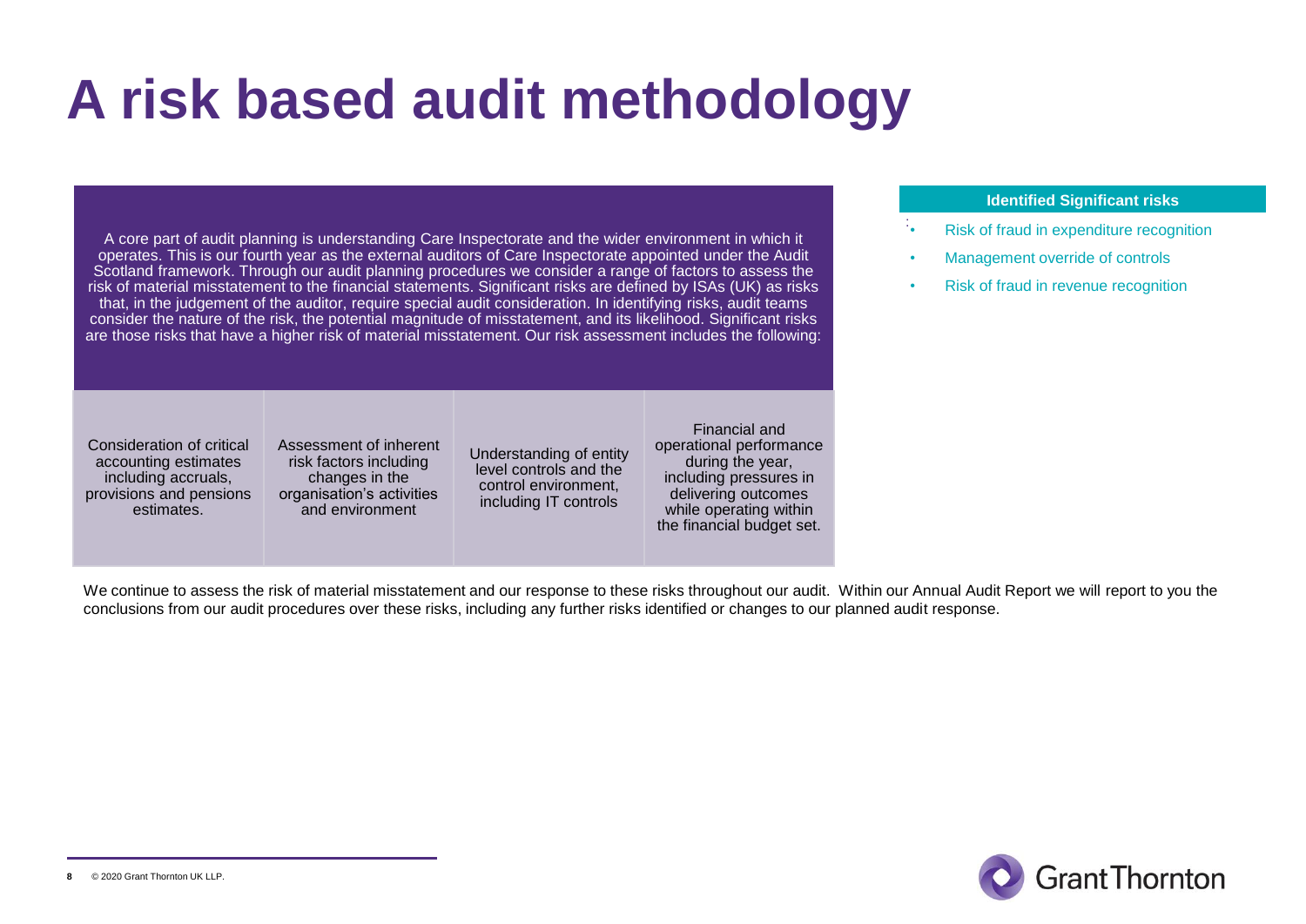# A risk based audit methodology

A core part of audit planning is understanding Care Inspectorate and the wider environment in which it operates. This is our fourth year as the external auditors of Care Inspectorate appointed under the Audit Scotland framework. Through our audit planning procedures we consider a range of factors to assess the risk of material misstatement to the financial statements. Significant risks are defined by ISAs (UK) as risks that, in the judgement of the auditor, require special audit consideration. In identifying risks, audit teams consider the nature of the risk, the potential magnitude of misstatement, and its likelihood. Significant risks are those risks that have a higher risk of material misstatement. Our risk assessment includes the following:

| | | | |
|---|---|---|---|
| Consideration of critical accounting estimates including accruals, provisions and pensions estimates. | Assessment of inherent risk factors including changes in the organisation's activities and environment | Understanding of entity level controls and the control environment, including IT controls | Financial and operational performance during the year, including pressures in delivering outcomes while operating within the financial budget set. |

**Identified Significant risks**

- Risk of fraud in expenditure recognition
- Management override of controls
- Risk of fraud in revenue recognition

We continue to assess the risk of material misstatement and our response to these risks throughout our audit. Within our Annual Audit Report we will report to you the conclusions from our audit procedures over these risks, including any further risks identified or changes to our planned audit response.

© 2020 Grant Thornton UK LLP.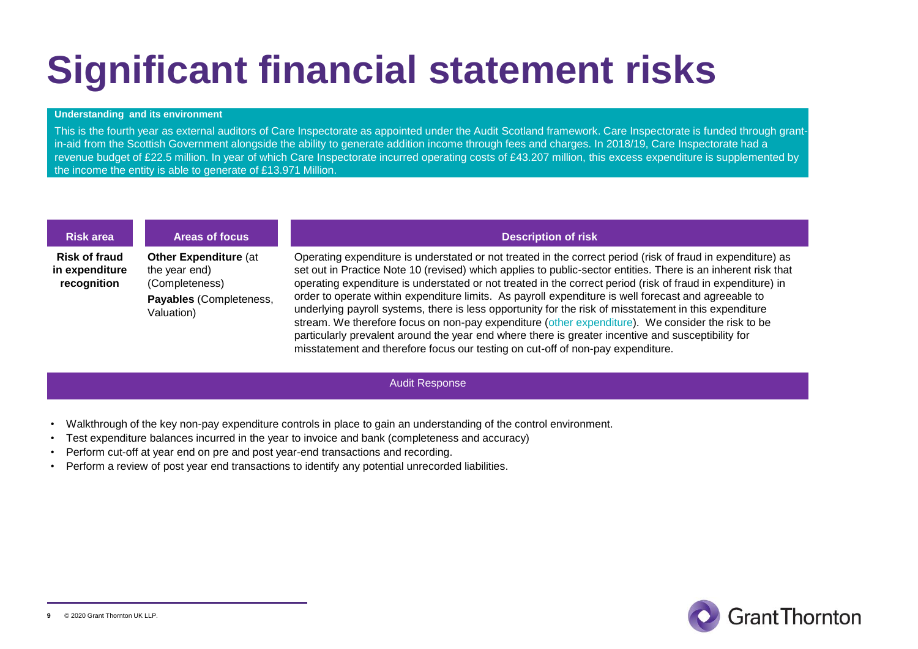# Significant financial statement risks

**Understanding and its environment**

This is the fourth year as external auditors of Care Inspectorate as appointed under the Audit Scotland framework. Care Inspectorate is funded through grant-in-aid from the Scottish Government alongside the ability to generate addition income through fees and charges. In 2018/19, Care Inspectorate had a revenue budget of £22.5 million. In year of which Care Inspectorate incurred operating costs of £43.207 million, this excess expenditure is supplemented by the income the entity is able to generate of £13.971 Million.

| Risk area | Areas of focus | Description of risk |
|---|---|---|
| **Risk of fraud in expenditure recognition** | **Other Expenditure** (at the year end) (Completeness)<br>**Payables** (Completeness, Valuation) | Operating expenditure is understated or not treated in the correct period (risk of fraud in expenditure) as set out in Practice Note 10 (revised) which applies to public-sector entities. There is an inherent risk that operating expenditure is understated or not treated in the correct period (risk of fraud in expenditure) in order to operate within expenditure limits. As payroll expenditure is well forecast and agreeable to underlying payroll systems, there is less opportunity for the risk of misstatement in this expenditure stream. We therefore focus on non-pay expenditure (other expenditure). We consider the risk to be particularly prevalent around the year end where there is greater incentive and susceptibility for misstatement and therefore focus our testing on cut-off of non-pay expenditure. |

**Audit Response**

- Walkthrough of the key non-pay expenditure controls in place to gain an understanding of the control environment.
- Test expenditure balances incurred in the year to invoice and bank (completeness and accuracy)
- Perform cut-off at year end on pre and post year-end transactions and recording.
- Perform a review of post year end transactions to identify any potential unrecorded liabilities.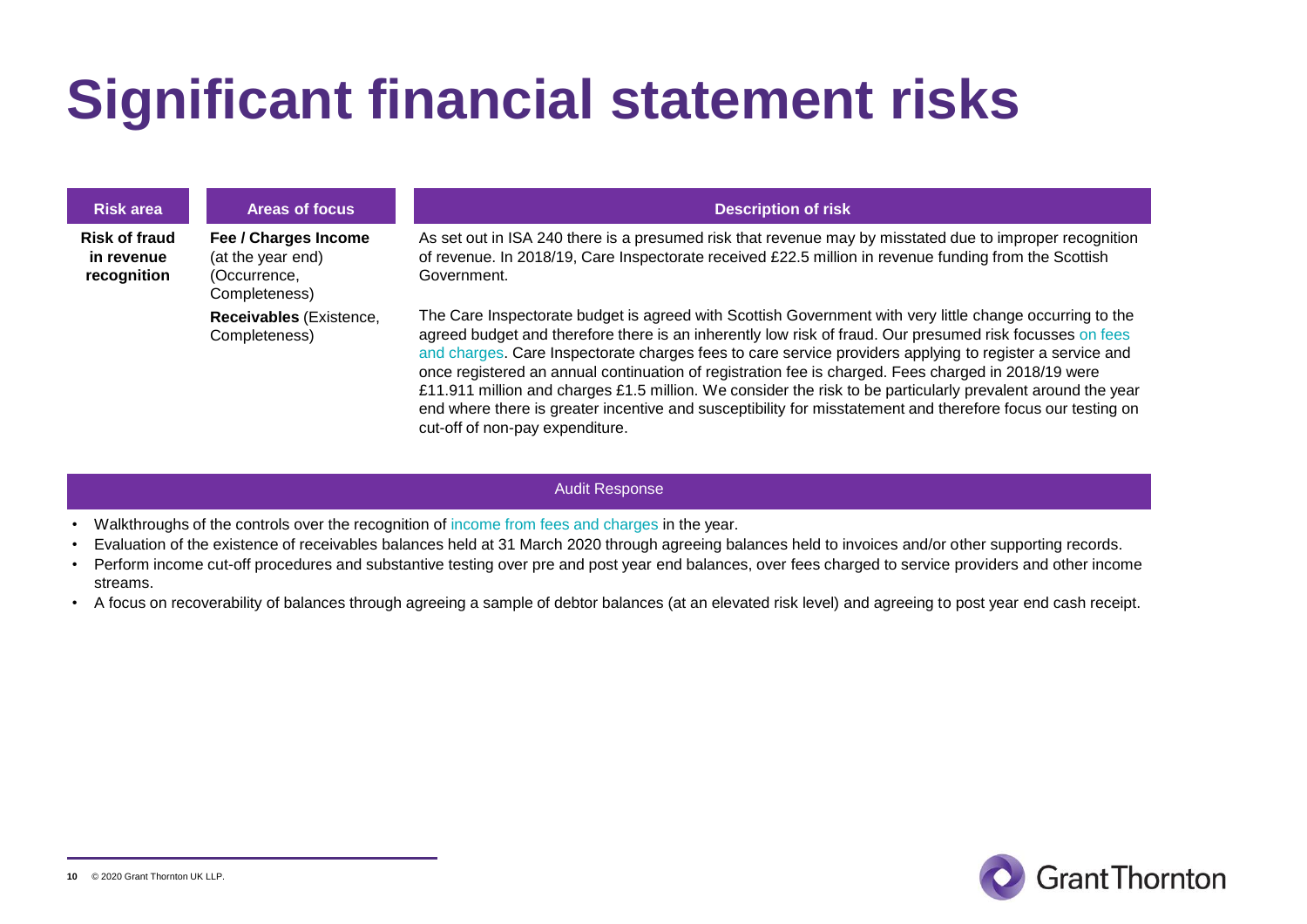# Significant financial statement risks

| Risk area | Areas of focus | Description of risk |
|---|---|---|
| **Risk of fraud in revenue recognition** | **Fee / Charges Income** (at the year end) (Occurrence, Completeness)<br><br>**Receivables** (Existence, Completeness) | As set out in ISA 240 there is a presumed risk that revenue may by misstated due to improper recognition of revenue. In 2018/19, Care Inspectorate received £22.5 million in revenue funding from the Scottish Government.<br><br>The Care Inspectorate budget is agreed with Scottish Government with very little change occurring to the agreed budget and therefore there is an inherently low risk of fraud. Our presumed risk focusses on fees and charges. Care Inspectorate charges fees to care service providers applying to register a service and once registered an annual continuation of registration fee is charged. Fees charged in 2018/19 were £11.911 million and charges £1.5 million. We consider the risk to be particularly prevalent around the year end where there is greater incentive and susceptibility for misstatement and therefore focus our testing on cut-off of non-pay expenditure. |

**Audit Response**

- Walkthroughs of the controls over the recognition of income from fees and charges in the year.
- Evaluation of the existence of receivables balances held at 31 March 2020 through agreeing balances held to invoices and/or other supporting records.
- Perform income cut-off procedures and substantive testing over pre and post year end balances, over fees charged to service providers and other income streams.
- A focus on recoverability of balances through agreeing a sample of debtor balances (at an elevated risk level) and agreeing to post year end cash receipt.

© 2020 Grant Thornton UK LLP.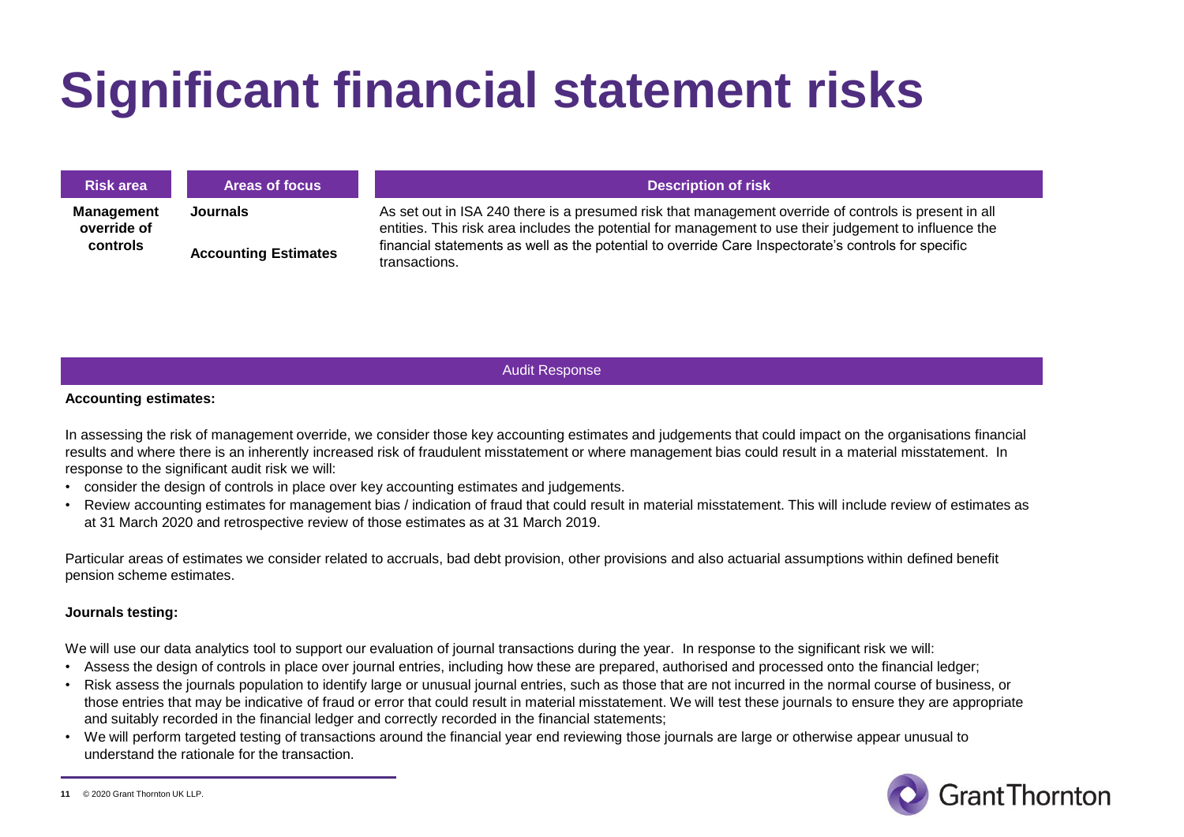# Significant financial statement risks

| Risk area | Areas of focus | Description of risk |
| --- | --- | --- |
| **Management override of controls** | **Journals**<br><br>**Accounting Estimates** | As set out in ISA 240 there is a presumed risk that management override of controls is present in all entities. This risk area includes the potential for management to use their judgement to influence the financial statements as well as the potential to override Care Inspectorate's controls for specific transactions. |

## Audit Response

**Accounting estimates:**

In assessing the risk of management override, we consider those key accounting estimates and judgements that could impact on the organisations financial results and where there is an inherently increased risk of fraudulent misstatement or where management bias could result in a material misstatement. In response to the significant audit risk we will:

- consider the design of controls in place over key accounting estimates and judgements.
- Review accounting estimates for management bias / indication of fraud that could result in material misstatement. This will include review of estimates as at 31 March 2020 and retrospective review of those estimates as at 31 March 2019.

Particular areas of estimates we consider related to accruals, bad debt provision, other provisions and also actuarial assumptions within defined benefit pension scheme estimates.

**Journals testing:**

We will use our data analytics tool to support our evaluation of journal transactions during the year. In response to the significant risk we will:

- Assess the design of controls in place over journal entries, including how these are prepared, authorised and processed onto the financial ledger;
- Risk assess the journals population to identify large or unusual journal entries, such as those that are not incurred in the normal course of business, or those entries that may be indicative of fraud or error that could result in material misstatement. We will test these journals to ensure they are appropriate and suitably recorded in the financial ledger and correctly recorded in the financial statements;
- We will perform targeted testing of transactions around the financial year end reviewing those journals are large or otherwise appear unusual to understand the rationale for the transaction.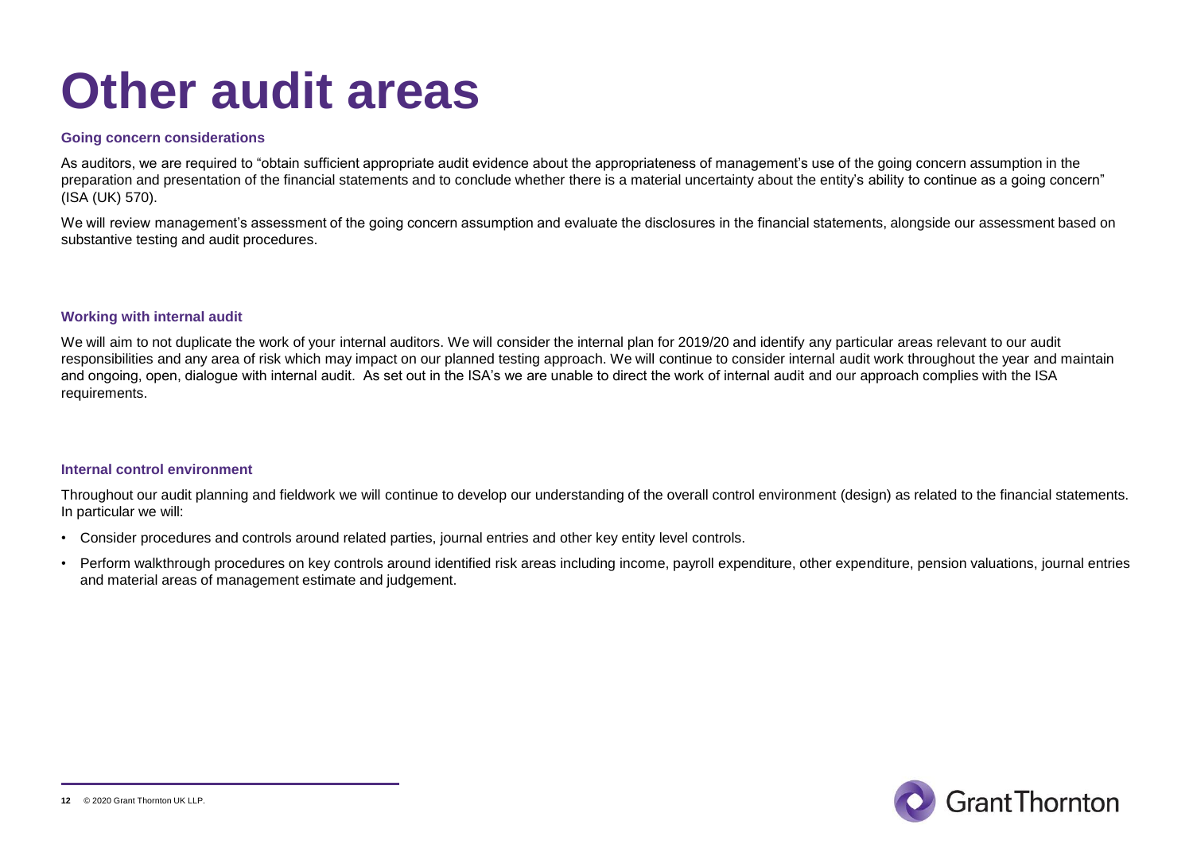# Other audit areas

### Going concern considerations

As auditors, we are required to "obtain sufficient appropriate audit evidence about the appropriateness of management's use of the going concern assumption in the preparation and presentation of the financial statements and to conclude whether there is a material uncertainty about the entity's ability to continue as a going concern" (ISA (UK) 570).

We will review management's assessment of the going concern assumption and evaluate the disclosures in the financial statements, alongside our assessment based on substantive testing and audit procedures.

### Working with internal audit

We will aim to not duplicate the work of your internal auditors. We will consider the internal plan for 2019/20 and identify any particular areas relevant to our audit responsibilities and any area of risk which may impact on our planned testing approach. We will continue to consider internal audit work throughout the year and maintain and ongoing, open, dialogue with internal audit. As set out in the ISA's we are unable to direct the work of internal audit and our approach complies with the ISA requirements.

### Internal control environment

Throughout our audit planning and fieldwork we will continue to develop our understanding of the overall control environment (design) as related to the financial statements. In particular we will:

- Consider procedures and controls around related parties, journal entries and other key entity level controls.
- Perform walkthrough procedures on key controls around identified risk areas including income, payroll expenditure, other expenditure, pension valuations, journal entries and material areas of management estimate and judgement.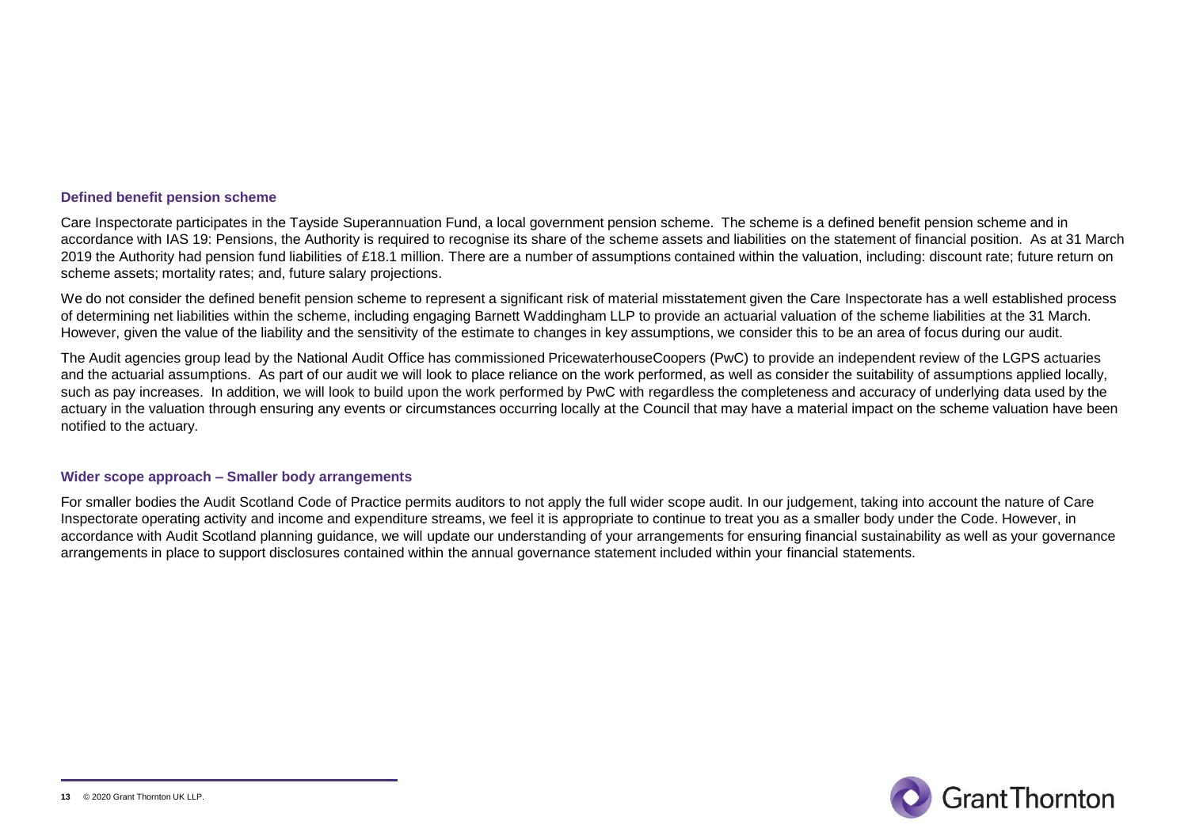### Defined benefit pension scheme

Care Inspectorate participates in the Tayside Superannuation Fund, a local government pension scheme. The scheme is a defined benefit pension scheme and in accordance with IAS 19: Pensions, the Authority is required to recognise its share of the scheme assets and liabilities on the statement of financial position. As at 31 March 2019 the Authority had pension fund liabilities of £18.1 million. There are a number of assumptions contained within the valuation, including: discount rate; future return on scheme assets; mortality rates; and, future salary projections.

We do not consider the defined benefit pension scheme to represent a significant risk of material misstatement given the Care Inspectorate has a well established process of determining net liabilities within the scheme, including engaging Barnett Waddingham LLP to provide an actuarial valuation of the scheme liabilities at the 31 March. However, given the value of the liability and the sensitivity of the estimate to changes in key assumptions, we consider this to be an area of focus during our audit.

The Audit agencies group lead by the National Audit Office has commissioned PricewaterhouseCoopers (PwC) to provide an independent review of the LGPS actuaries and the actuarial assumptions. As part of our audit we will look to place reliance on the work performed, as well as consider the suitability of assumptions applied locally, such as pay increases. In addition, we will look to build upon the work performed by PwC with regardless the completeness and accuracy of underlying data used by the actuary in the valuation through ensuring any events or circumstances occurring locally at the Council that may have a material impact on the scheme valuation have been notified to the actuary.

### Wider scope approach – Smaller body arrangements

For smaller bodies the Audit Scotland Code of Practice permits auditors to not apply the full wider scope audit. In our judgement, taking into account the nature of Care Inspectorate operating activity and income and expenditure streams, we feel it is appropriate to continue to treat you as a smaller body under the Code. However, in accordance with Audit Scotland planning guidance, we will update our understanding of your arrangements for ensuring financial sustainability as well as your governance arrangements in place to support disclosures contained within the annual governance statement included within your financial statements.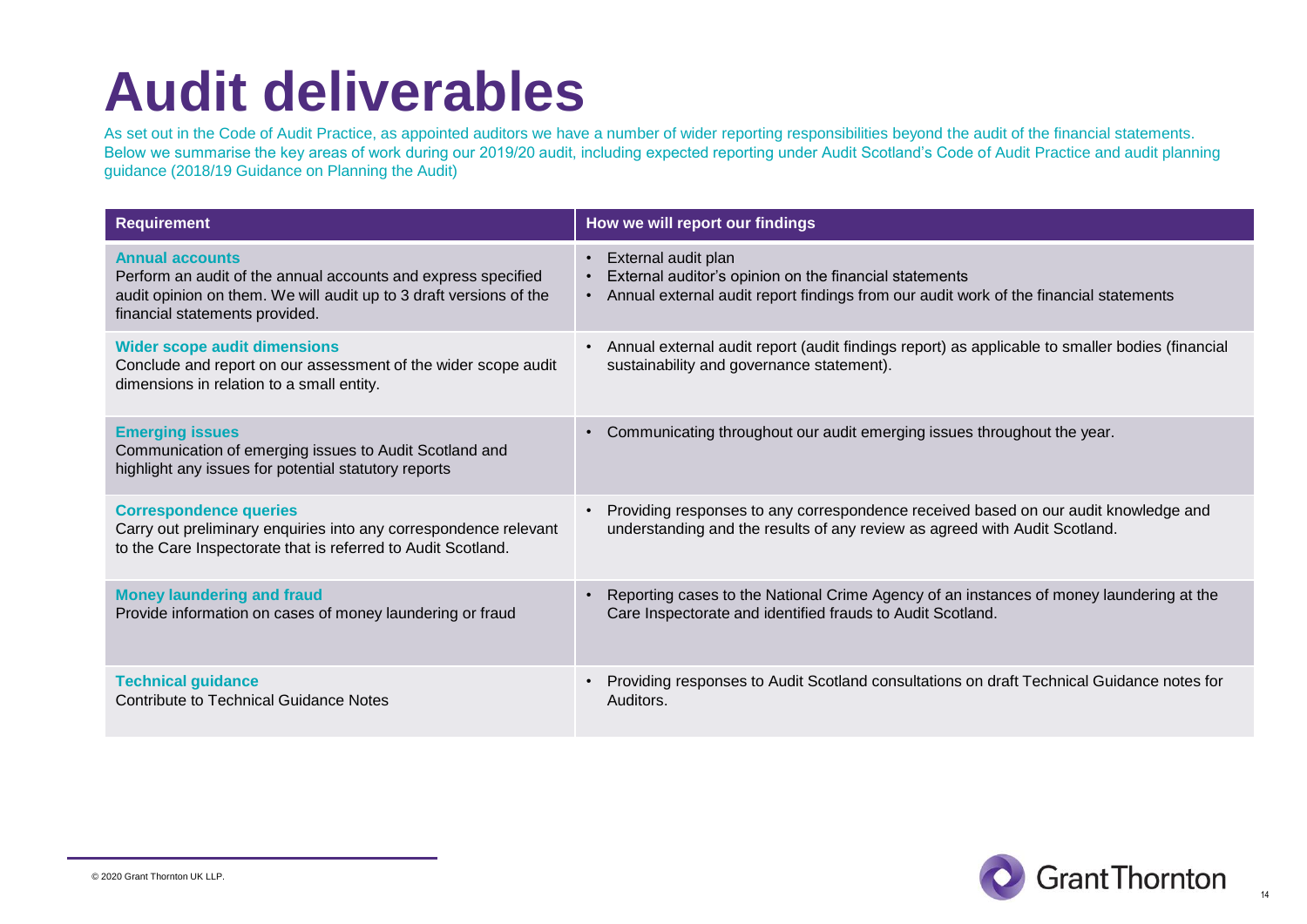# Audit deliverables

As set out in the Code of Audit Practice, as appointed auditors we have a number of wider reporting responsibilities beyond the audit of the financial statements. Below we summarise the key areas of work during our 2019/20 audit, including expected reporting under Audit Scotland's Code of Audit Practice and audit planning guidance (2018/19 Guidance on Planning the Audit)

| Requirement | How we will report our findings |
|---|---|
| **Annual accounts**<br>Perform an audit of the annual accounts and express specified audit opinion on them. We will audit up to 3 draft versions of the financial statements provided. | • External audit plan<br>• External auditor's opinion on the financial statements<br>• Annual external audit report findings from our audit work of the financial statements |
| **Wider scope audit dimensions**<br>Conclude and report on our assessment of the wider scope audit dimensions in relation to a small entity. | • Annual external audit report (audit findings report) as applicable to smaller bodies (financial sustainability and governance statement). |
| **Emerging issues**<br>Communication of emerging issues to Audit Scotland and highlight any issues for potential statutory reports | • Communicating throughout our audit emerging issues throughout the year. |
| **Correspondence queries**<br>Carry out preliminary enquiries into any correspondence relevant to the Care Inspectorate that is referred to Audit Scotland. | • Providing responses to any correspondence received based on our audit knowledge and understanding and the results of any review as agreed with Audit Scotland. |
| **Money laundering and fraud**<br>Provide information on cases of money laundering or fraud | • Reporting cases to the National Crime Agency of an instances of money laundering at the Care Inspectorate and identified frauds to Audit Scotland. |
| **Technical guidance**<br>Contribute to Technical Guidance Notes | • Providing responses to Audit Scotland consultations on draft Technical Guidance notes for Auditors. |

© 2020 Grant Thornton UK LLP.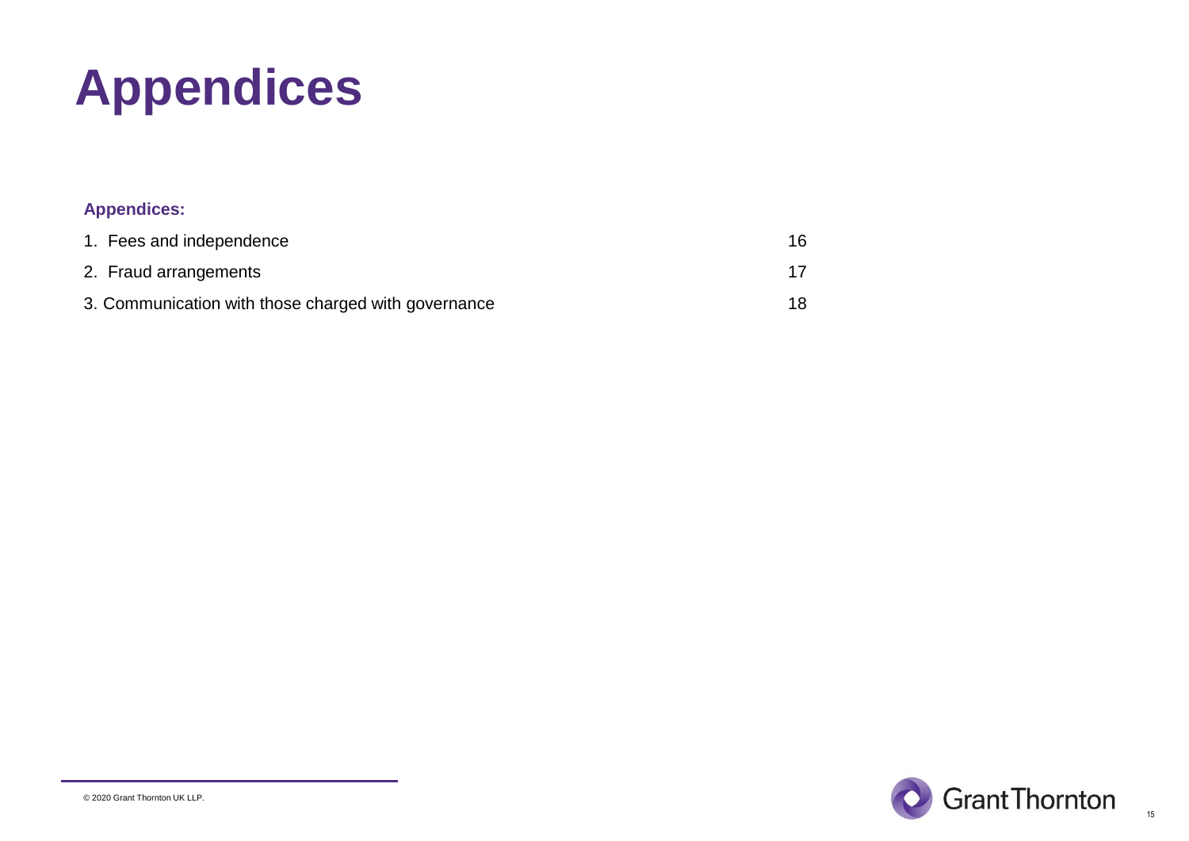# Appendices

**Appendices:**

| | |
|---|---|
| 1. Fees and independence | 16 |
| 2. Fraud arrangements | 17 |
| 3. Communication with those charged with governance | 18 |

© 2020 Grant Thornton UK LLP.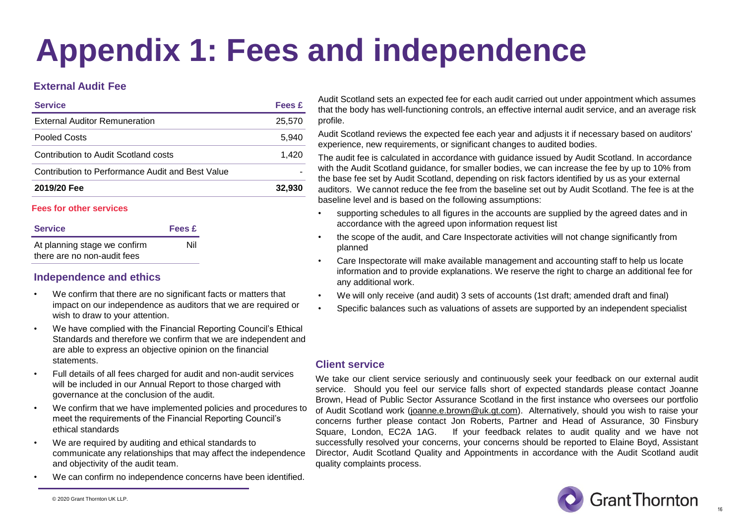# Appendix 1: Fees and independence

### External Audit Fee

| Service | Fees £ |
|---|---|
| External Auditor Remuneration | 25,570 |
| Pooled Costs | 5,940 |
| Contribution to Audit Scotland costs | 1,420 |
| Contribution to Performance Audit and Best Value | - |
| **2019/20 Fee** | **32,930** |

#### Fees for other services

| Service | Fees £ |
|---|---|
| At planning stage we confirm there are no non-audit fees | Nil |

### Independence and ethics

- We confirm that there are no significant facts or matters that impact on our independence as auditors that we are required or wish to draw to your attention.
- We have complied with the Financial Reporting Council's Ethical Standards and therefore we confirm that we are independent and are able to express an objective opinion on the financial statements.
- Full details of all fees charged for audit and non-audit services will be included in our Annual Report to those charged with governance at the conclusion of the audit.
- We confirm that we have implemented policies and procedures to meet the requirements of the Financial Reporting Council's ethical standards
- We are required by auditing and ethical standards to communicate any relationships that may affect the independence and objectivity of the audit team.
- We can confirm no independence concerns have been identified.

Audit Scotland sets an expected fee for each audit carried out under appointment which assumes that the body has well-functioning controls, an effective internal audit service, and an average risk profile.

Audit Scotland reviews the expected fee each year and adjusts it if necessary based on auditors' experience, new requirements, or significant changes to audited bodies.

The audit fee is calculated in accordance with guidance issued by Audit Scotland. In accordance with the Audit Scotland guidance, for smaller bodies, we can increase the fee by up to 10% from the base fee set by Audit Scotland, depending on risk factors identified by us as your external auditors. We cannot reduce the fee from the baseline set out by Audit Scotland. The fee is at the baseline level and is based on the following assumptions:

- supporting schedules to all figures in the accounts are supplied by the agreed dates and in accordance with the agreed upon information request list
- the scope of the audit, and Care Inspectorate activities will not change significantly from planned
- Care Inspectorate will make available management and accounting staff to help us locate information and to provide explanations. We reserve the right to charge an additional fee for any additional work.
- We will only receive (and audit) 3 sets of accounts (1st draft; amended draft and final)
- Specific balances such as valuations of assets are supported by an independent specialist

### Client service

We take our client service seriously and continuously seek your feedback on our external audit service. Should you feel our service falls short of expected standards please contact Joanne Brown, Head of Public Sector Assurance Scotland in the first instance who oversees our portfolio of Audit Scotland work (joanne.e.brown@uk.gt.com). Alternatively, should you wish to raise your concerns further please contact Jon Roberts, Partner and Head of Assurance, 30 Finsbury Square, London, EC2A 1AG. If your feedback relates to audit quality and we have not successfully resolved your concerns, your concerns should be reported to Elaine Boyd, Assistant Director, Audit Scotland Quality and Appointments in accordance with the Audit Scotland audit quality complaints process.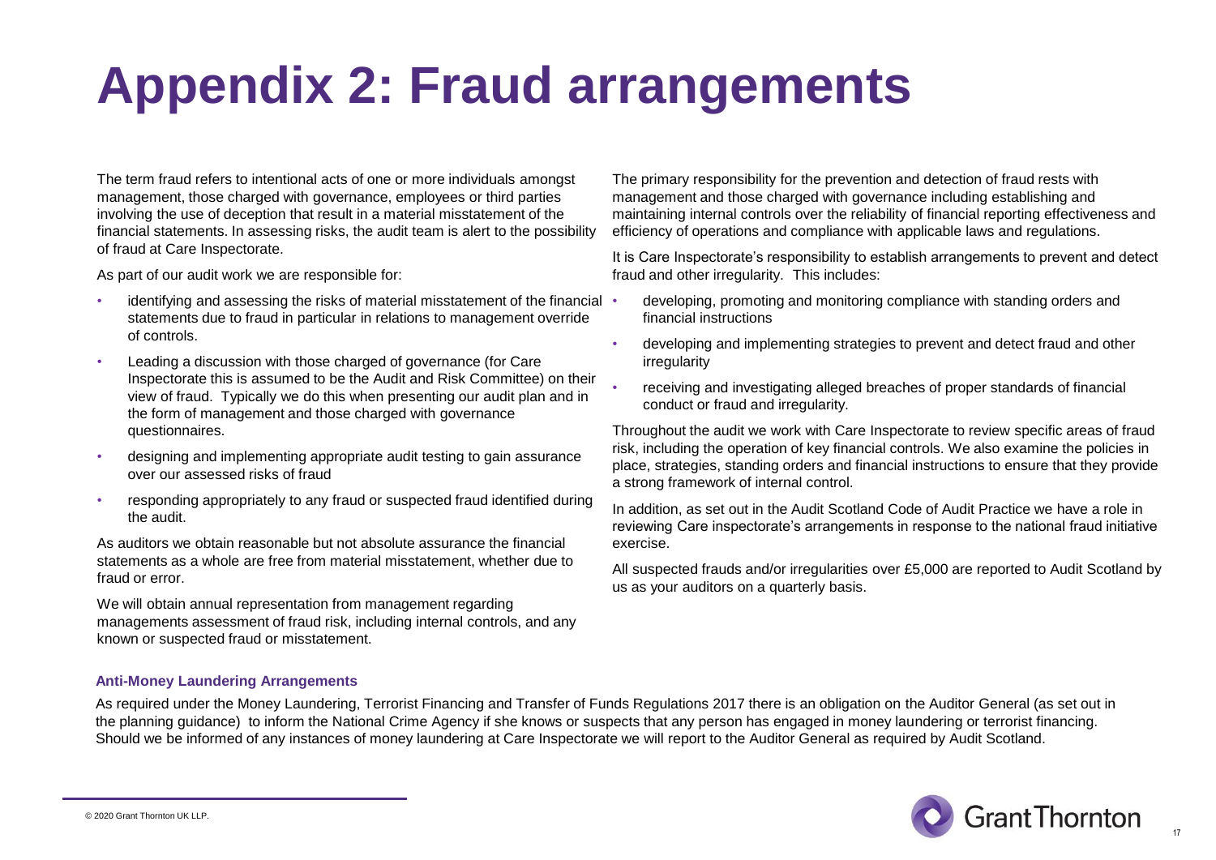# Appendix 2: Fraud arrangements

The term fraud refers to intentional acts of one or more individuals amongst management, those charged with governance, employees or third parties involving the use of deception that result in a material misstatement of the financial statements. In assessing risks, the audit team is alert to the possibility of fraud at Care Inspectorate.

As part of our audit work we are responsible for:

- identifying and assessing the risks of material misstatement of the financial statements due to fraud in particular in relations to management override of controls.
- Leading a discussion with those charged of governance (for Care Inspectorate this is assumed to be the Audit and Risk Committee) on their view of fraud. Typically we do this when presenting our audit plan and in the form of management and those charged with governance questionnaires.
- designing and implementing appropriate audit testing to gain assurance over our assessed risks of fraud
- responding appropriately to any fraud or suspected fraud identified during the audit.

As auditors we obtain reasonable but not absolute assurance the financial statements as a whole are free from material misstatement, whether due to fraud or error.

We will obtain annual representation from management regarding managements assessment of fraud risk, including internal controls, and any known or suspected fraud or misstatement.

The primary responsibility for the prevention and detection of fraud rests with management and those charged with governance including establishing and maintaining internal controls over the reliability of financial reporting effectiveness and efficiency of operations and compliance with applicable laws and regulations.

It is Care Inspectorate's responsibility to establish arrangements to prevent and detect fraud and other irregularity. This includes:

- developing, promoting and monitoring compliance with standing orders and financial instructions
- developing and implementing strategies to prevent and detect fraud and other irregularity
- receiving and investigating alleged breaches of proper standards of financial conduct or fraud and irregularity.

Throughout the audit we work with Care Inspectorate to review specific areas of fraud risk, including the operation of key financial controls. We also examine the policies in place, strategies, standing orders and financial instructions to ensure that they provide a strong framework of internal control.

In addition, as set out in the Audit Scotland Code of Audit Practice we have a role in reviewing Care inspectorate's arrangements in response to the national fraud initiative exercise.

All suspected frauds and/or irregularities over £5,000 are reported to Audit Scotland by us as your auditors on a quarterly basis.

### Anti-Money Laundering Arrangements

As required under the Money Laundering, Terrorist Financing and Transfer of Funds Regulations 2017 there is an obligation on the Auditor General (as set out in the planning guidance) to inform the National Crime Agency if she knows or suspects that any person has engaged in money laundering or terrorist financing. Should we be informed of any instances of money laundering at Care Inspectorate we will report to the Auditor General as required by Audit Scotland.

© 2020 Grant Thornton UK LLP.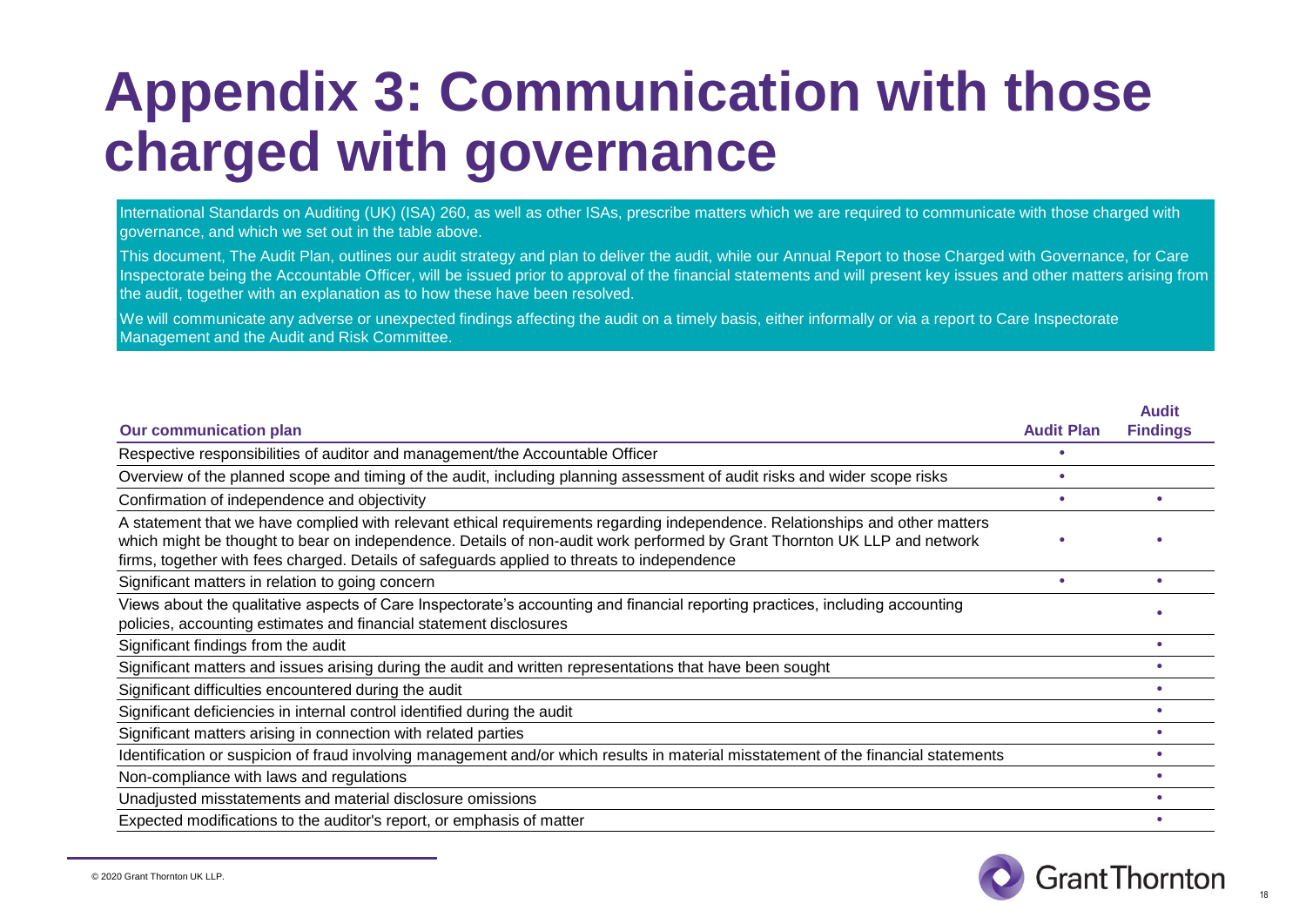# Appendix 3: Communication with those charged with governance

International Standards on Auditing (UK) (ISA) 260, as well as other ISAs, prescribe matters which we are required to communicate with those charged with governance, and which we set out in the table above.

This document, The Audit Plan, outlines our audit strategy and plan to deliver the audit, while our Annual Report to those Charged with Governance, for Care Inspectorate being the Accountable Officer, will be issued prior to approval of the financial statements and will present key issues and other matters arising from the audit, together with an explanation as to how these have been resolved.

We will communicate any adverse or unexpected findings affecting the audit on a timely basis, either informally or via a report to Care Inspectorate Management and the Audit and Risk Committee.

| Our communication plan | Audit Plan | Audit Findings |
| --- | --- | --- |
| Respective responsibilities of auditor and management/the Accountable Officer | • | |
| Overview of the planned scope and timing of the audit, including planning assessment of audit risks and wider scope risks | • | |
| Confirmation of independence and objectivity | • | • |
| A statement that we have complied with relevant ethical requirements regarding independence. Relationships and other matters which might be thought to bear on independence. Details of non-audit work performed by Grant Thornton UK LLP and network firms, together with fees charged. Details of safeguards applied to threats to independence | • | • |
| Significant matters in relation to going concern | • | • |
| Views about the qualitative aspects of Care Inspectorate's accounting and financial reporting practices, including accounting policies, accounting estimates and financial statement disclosures | | • |
| Significant findings from the audit | | • |
| Significant matters and issues arising during the audit and written representations that have been sought | | • |
| Significant difficulties encountered during the audit | | • |
| Significant deficiencies in internal control identified during the audit | | • |
| Significant matters arising in connection with related parties | | • |
| Identification or suspicion of fraud involving management and/or which results in material misstatement of the financial statements | | • |
| Non-compliance with laws and regulations | | • |
| Unadjusted misstatements and material disclosure omissions | | • |
| Expected modifications to the auditor's report, or emphasis of matter | | • |

© 2020 Grant Thornton UK LLP.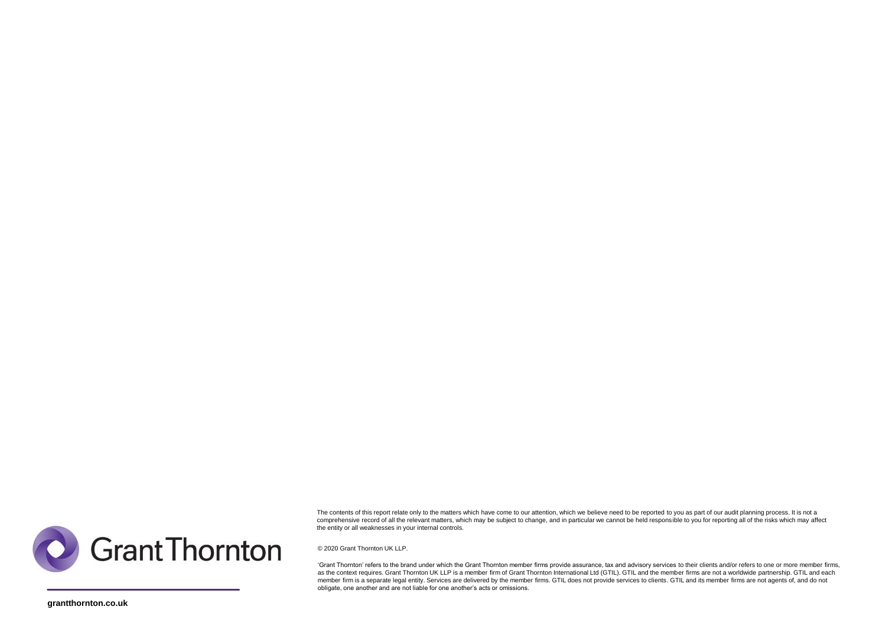Grant Thornton

grantthornton.co.uk

The contents of this report relate only to the matters which have come to our attention, which we believe need to be reported to you as part of our audit planning process. It is not a comprehensive record of all the relevant matters, which may be subject to change, and in particular we cannot be held responsible to you for reporting all of the risks which may affect the entity or all weaknesses in your internal controls.

© 2020 Grant Thornton UK LLP.

'Grant Thornton' refers to the brand under which the Grant Thornton member firms provide assurance, tax and advisory services to their clients and/or refers to one or more member firms, as the context requires. Grant Thornton UK LLP is a member firm of Grant Thornton International Ltd (GTIL). GTIL and the member firms are not a worldwide partnership. GTIL and each member firm is a separate legal entity. Services are delivered by the member firms. GTIL does not provide services to clients. GTIL and its member firms are not agents of, and do not obligate, one another and are not liable for one another's acts or omissions.